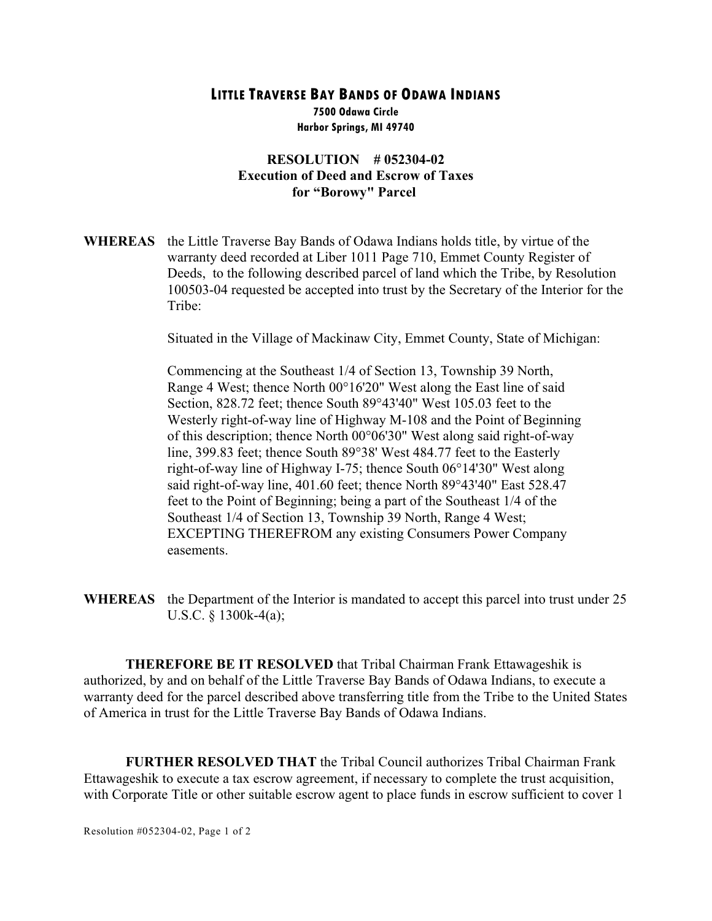# LITTLE TRAVERSE BAY BANDS OF ODAWA INDIANS

**7500 Odawa Circle**
**Harbor Springs, MI 49740**

## RESOLUTION # 052304-02
## Execution of Deed and Escrow of Taxes for "Borowy" Parcel

**WHEREAS** the Little Traverse Bay Bands of Odawa Indians holds title, by virtue of the warranty deed recorded at Liber 1011 Page 710, Emmet County Register of Deeds, to the following described parcel of land which the Tribe, by Resolution 100503-04 requested be accepted into trust by the Secretary of the Interior for the Tribe:

Situated in the Village of Mackinaw City, Emmet County, State of Michigan:

Commencing at the Southeast 1/4 of Section 13, Township 39 North, Range 4 West; thence North 00°16'20" West along the East line of said Section, 828.72 feet; thence South 89°43'40" West 105.03 feet to the Westerly right-of-way line of Highway M-108 and the Point of Beginning of this description; thence North 00°06'30" West along said right-of-way line, 399.83 feet; thence South 89°38' West 484.77 feet to the Easterly right-of-way line of Highway I-75; thence South 06°14'30" West along said right-of-way line, 401.60 feet; thence North 89°43'40" East 528.47 feet to the Point of Beginning; being a part of the Southeast 1/4 of the Southeast 1/4 of Section 13, Township 39 North, Range 4 West; EXCEPTING THEREFROM any existing Consumers Power Company easements.

**WHEREAS** the Department of the Interior is mandated to accept this parcel into trust under 25 U.S.C. § 1300k-4(a);

**THEREFORE BE IT RESOLVED** that Tribal Chairman Frank Ettawageshik is authorized, by and on behalf of the Little Traverse Bay Bands of Odawa Indians, to execute a warranty deed for the parcel described above transferring title from the Tribe to the United States of America in trust for the Little Traverse Bay Bands of Odawa Indians.

**FURTHER RESOLVED THAT** the Tribal Council authorizes Tribal Chairman Frank Ettawageshik to execute a tax escrow agreement, if necessary to complete the trust acquisition, with Corporate Title or other suitable escrow agent to place funds in escrow sufficient to cover 1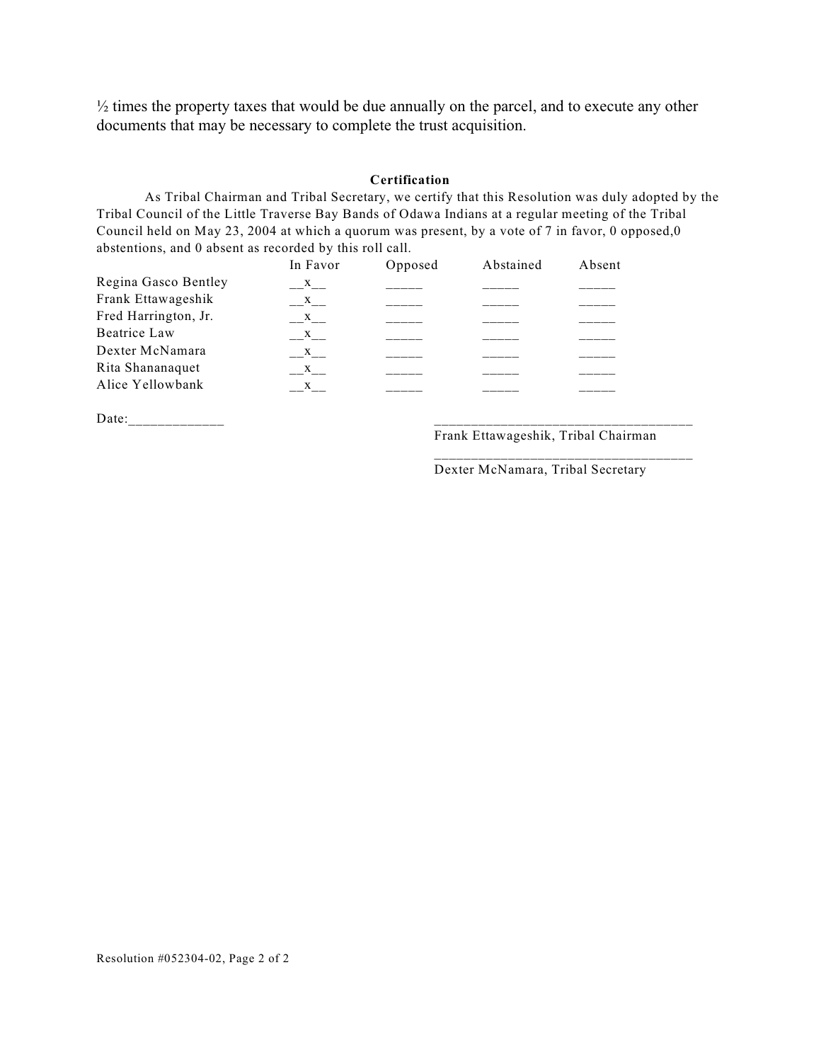½ times the property taxes that would be due annually on the parcel, and to execute any other documents that may be necessary to complete the trust acquisition.

**Certification**

As Tribal Chairman and Tribal Secretary, we certify that this Resolution was duly adopted by the Tribal Council of the Little Traverse Bay Bands of Odawa Indians at a regular meeting of the Tribal Council held on May 23, 2004 at which a quorum was present, by a vote of 7 in favor, 0 opposed,0 abstentions, and 0 absent as recorded by this roll call.

| | In Favor | Opposed | Abstained | Absent |
|---|---|---|---|---|
| Regina Gasco Bentley | x | | | |
| Frank Ettawageshik | x | | | |
| Fred Harrington, Jr. | x | | | |
| Beatrice Law | x | | | |
| Dexter McNamara | x | | | |
| Rita Shananaquet | x | | | |
| Alice Yellowbank | x | | | |

Date:_____________

___________________________________
Frank Ettawageshik, Tribal Chairman

___________________________________
Dexter McNamara, Tribal Secretary

Resolution #052304-02, Page 2 of 2